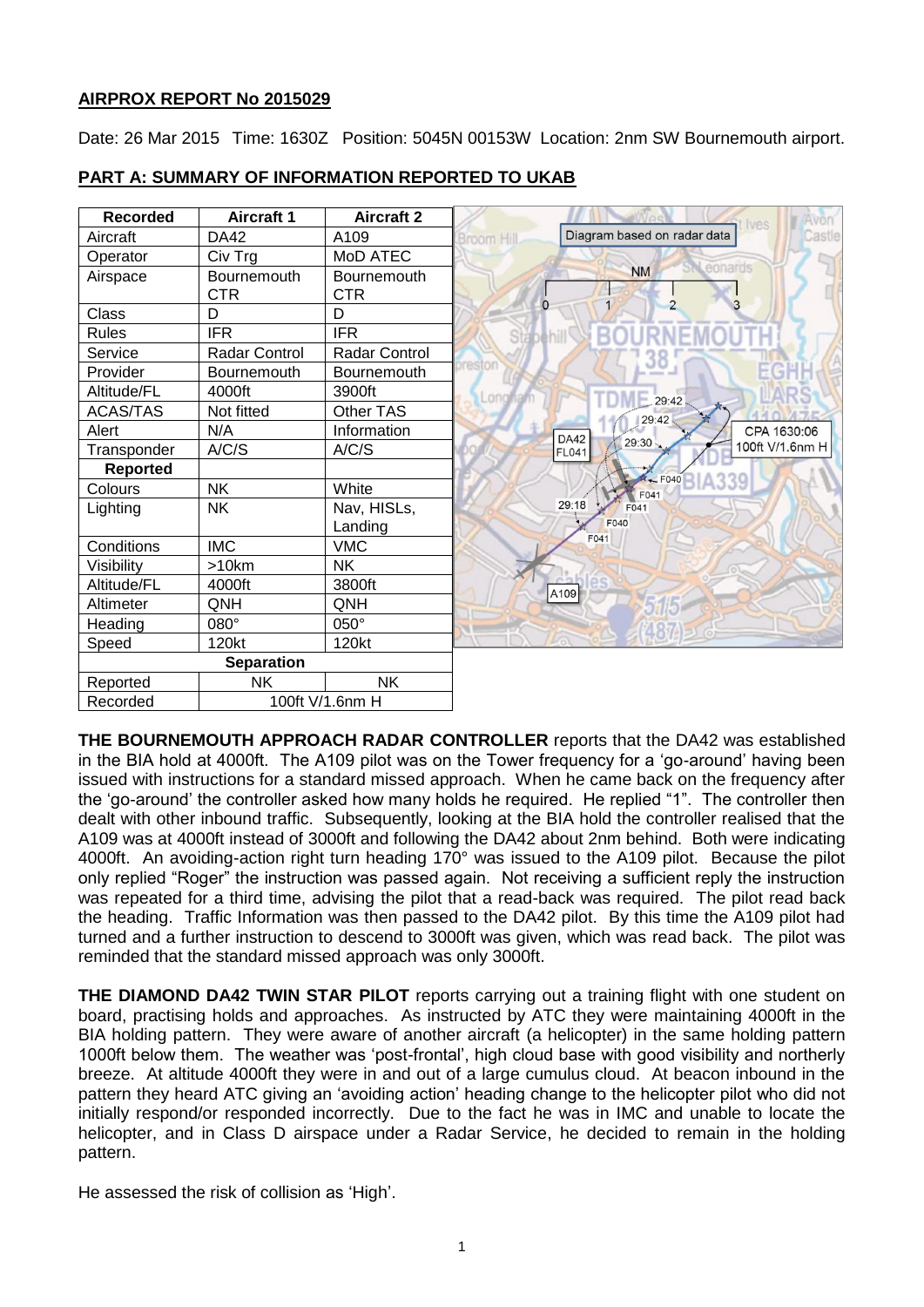## AIRPROX REPORT No 2015029

Date: 26 Mar 2015 Time: 1630Z Position: 5045N 00153W Location: 2nm SW Bournemouth airport.

## PART A: SUMMARY OF INFORMATION REPORTED TO UKAB

| Recorded | Aircraft 1 | Aircraft 2 |
|---|---|---|
| Aircraft | DA42 | A109 |
| Operator | Civ Trg | MoD ATEC |
| Airspace | Bournemouth CTR | Bournemouth CTR |
| Class | D | D |
| Rules | IFR | IFR |
| Service | Radar Control | Radar Control |
| Provider | Bournemouth | Bournemouth |
| Altitude/FL | 4000ft | 3900ft |
| ACAS/TAS | Not fitted | Other TAS |
| Alert | N/A | Information |
| Transponder | A/C/S | A/C/S |
| **Reported** | | |
| Colours | NK | White |
| Lighting | NK | Nav, HISLs, Landing |
| Conditions | IMC | VMC |
| Visibility | >10km | NK |
| Altitude/FL | 4000ft | 3800ft |
| Altimeter | QNH | QNH |
| Heading | 080° | 050° |
| Speed | 120kt | 120kt |
| **Separation** | | |
| Reported | NK | NK |
| Recorded | 100ft V/1.6nm H | |

Diagram based on radar data

**THE BOURNEMOUTH APPROACH RADAR CONTROLLER** reports that the DA42 was established in the BIA hold at 4000ft. The A109 pilot was on the Tower frequency for a 'go-around' having been issued with instructions for a standard missed approach. When he came back on the frequency after the 'go-around' the controller asked how many holds he required. He replied "1". The controller then dealt with other inbound traffic. Subsequently, looking at the BIA hold the controller realised that the A109 was at 4000ft instead of 3000ft and following the DA42 about 2nm behind. Both were indicating 4000ft. An avoiding-action right turn heading 170° was issued to the A109 pilot. Because the pilot only replied "Roger" the instruction was passed again. Not receiving a sufficient reply the instruction was repeated for a third time, advising the pilot that a read-back was required. The pilot read back the heading. Traffic Information was then passed to the DA42 pilot. By this time the A109 pilot had turned and a further instruction to descend to 3000ft was given, which was read back. The pilot was reminded that the standard missed approach was only 3000ft.

**THE DIAMOND DA42 TWIN STAR PILOT** reports carrying out a training flight with one student on board, practising holds and approaches. As instructed by ATC they were maintaining 4000ft in the BIA holding pattern. They were aware of another aircraft (a helicopter) in the same holding pattern 1000ft below them. The weather was 'post-frontal', high cloud base with good visibility and northerly breeze. At altitude 4000ft they were in and out of a large cumulus cloud. At beacon inbound in the pattern they heard ATC giving an 'avoiding action' heading change to the helicopter pilot who did not initially respond/or responded incorrectly. Due to the fact he was in IMC and unable to locate the helicopter, and in Class D airspace under a Radar Service, he decided to remain in the holding pattern.

He assessed the risk of collision as 'High'.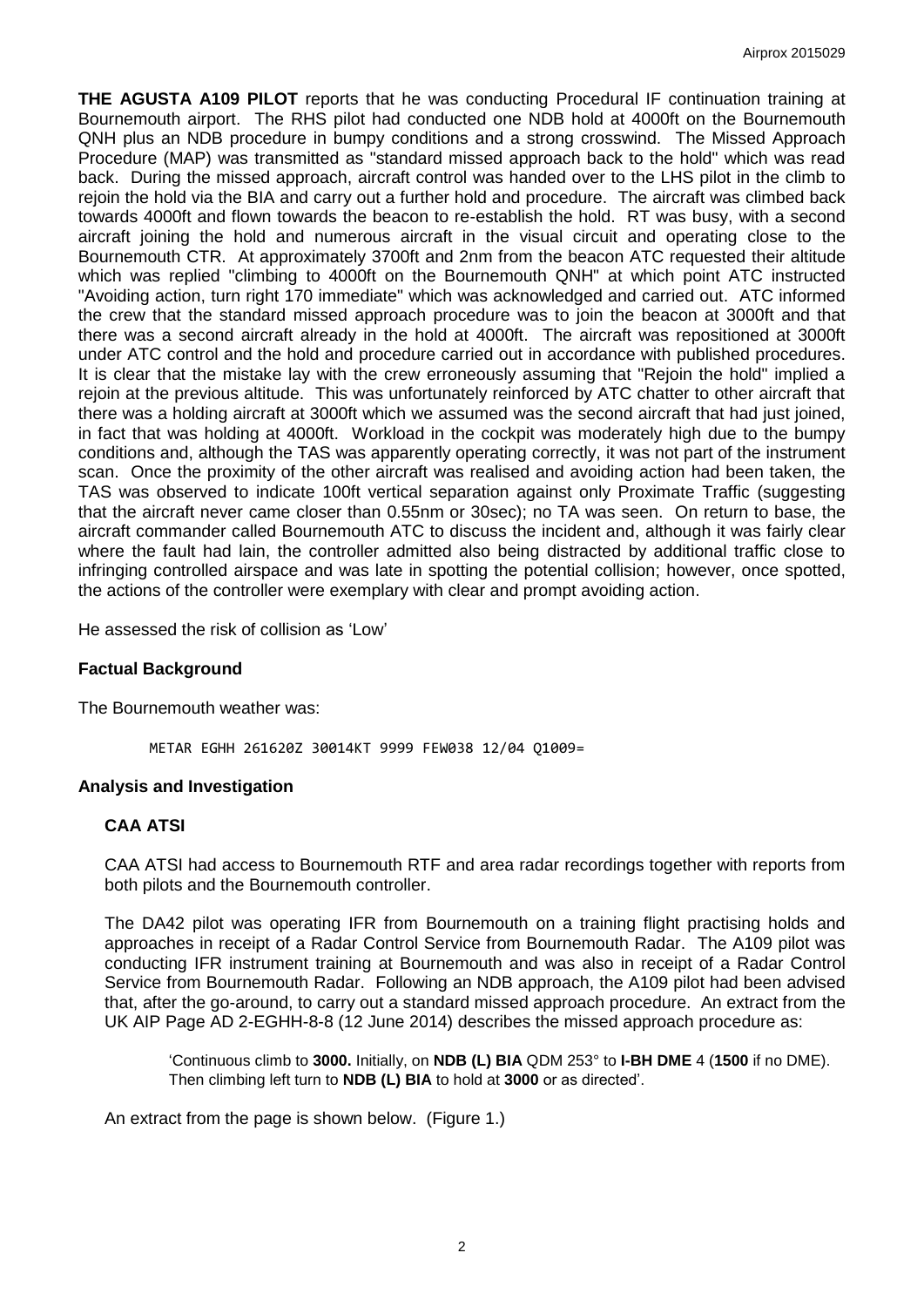**THE AGUSTA A109 PILOT** reports that he was conducting Procedural IF continuation training at Bournemouth airport. The RHS pilot had conducted one NDB hold at 4000ft on the Bournemouth QNH plus an NDB procedure in bumpy conditions and a strong crosswind. The Missed Approach Procedure (MAP) was transmitted as "standard missed approach back to the hold" which was read back. During the missed approach, aircraft control was handed over to the LHS pilot in the climb to rejoin the hold via the BIA and carry out a further hold and procedure. The aircraft was climbed back towards 4000ft and flown towards the beacon to re-establish the hold. RT was busy, with a second aircraft joining the hold and numerous aircraft in the visual circuit and operating close to the Bournemouth CTR. At approximately 3700ft and 2nm from the beacon ATC requested their altitude which was replied "climbing to 4000ft on the Bournemouth QNH" at which point ATC instructed "Avoiding action, turn right 170 immediate" which was acknowledged and carried out. ATC informed the crew that the standard missed approach procedure was to join the beacon at 3000ft and that there was a second aircraft already in the hold at 4000ft. The aircraft was repositioned at 3000ft under ATC control and the hold and procedure carried out in accordance with published procedures. It is clear that the mistake lay with the crew erroneously assuming that "Rejoin the hold" implied a rejoin at the previous altitude. This was unfortunately reinforced by ATC chatter to other aircraft that there was a holding aircraft at 3000ft which we assumed was the second aircraft that had just joined, in fact that was holding at 4000ft. Workload in the cockpit was moderately high due to the bumpy conditions and, although the TAS was apparently operating correctly, it was not part of the instrument scan. Once the proximity of the other aircraft was realised and avoiding action had been taken, the TAS was observed to indicate 100ft vertical separation against only Proximate Traffic (suggesting that the aircraft never came closer than 0.55nm or 30sec); no TA was seen. On return to base, the aircraft commander called Bournemouth ATC to discuss the incident and, although it was fairly clear where the fault had lain, the controller admitted also being distracted by additional traffic close to infringing controlled airspace and was late in spotting the potential collision; however, once spotted, the actions of the controller were exemplary with clear and prompt avoiding action.

He assessed the risk of collision as 'Low'

## Factual Background

The Bournemouth weather was:

```
METAR EGHH 261620Z 30014KT 9999 FEW038 12/04 Q1009=
```

## Analysis and Investigation

### CAA ATSI

CAA ATSI had access to Bournemouth RTF and area radar recordings together with reports from both pilots and the Bournemouth controller.

The DA42 pilot was operating IFR from Bournemouth on a training flight practising holds and approaches in receipt of a Radar Control Service from Bournemouth Radar. The A109 pilot was conducting IFR instrument training at Bournemouth and was also in receipt of a Radar Control Service from Bournemouth Radar. Following an NDB approach, the A109 pilot had been advised that, after the go-around, to carry out a standard missed approach procedure. An extract from the UK AIP Page AD 2-EGHH-8-8 (12 June 2014) describes the missed approach procedure as:

> 'Continuous climb to **3000.** Initially, on **NDB (L) BIA** QDM 253° to **I-BH DME** 4 (**1500** if no DME). Then climbing left turn to **NDB (L) BIA** to hold at **3000** or as directed'.

An extract from the page is shown below. (Figure 1.)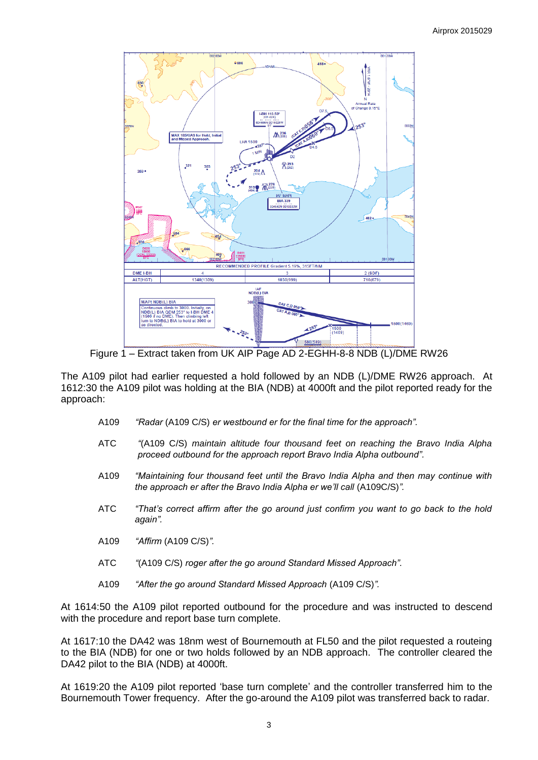Figure 1 – Extract taken from UK AIP Page AD 2-EGHH-8-8 NDB (L)/DME RW26

The A109 pilot had earlier requested a hold followed by an NDB (L)/DME RW26 approach. At 1612:30 the A109 pilot was holding at the BIA (NDB) at 4000ft and the pilot reported ready for the approach:

A109 *"Radar* (A109 C/S) *er westbound er for the final time for the approach".*

ATC *"*(A109 C/S) *maintain altitude four thousand feet on reaching the Bravo India Alpha proceed outbound for the approach report Bravo India Alpha outbound".*

A109 *"Maintaining four thousand feet until the Bravo India Alpha and then may continue with the approach er after the Bravo India Alpha er we'll call* (A109C/S)*".*

ATC *"That's correct affirm after the go around just confirm you want to go back to the hold again".*

A109 *"Affirm* (A109 C/S)*".*

ATC *"*(A109 C/S) *roger after the go around Standard Missed Approach".*

A109 *"After the go around Standard Missed Approach* (A109 C/S)*".*

At 1614:50 the A109 pilot reported outbound for the procedure and was instructed to descend with the procedure and report base turn complete.

At 1617:10 the DA42 was 18nm west of Bournemouth at FL50 and the pilot requested a routeing to the BIA (NDB) for one or two holds followed by an NDB approach. The controller cleared the DA42 pilot to the BIA (NDB) at 4000ft.

At 1619:20 the A109 pilot reported 'base turn complete' and the controller transferred him to the Bournemouth Tower frequency. After the go-around the A109 pilot was transferred back to radar.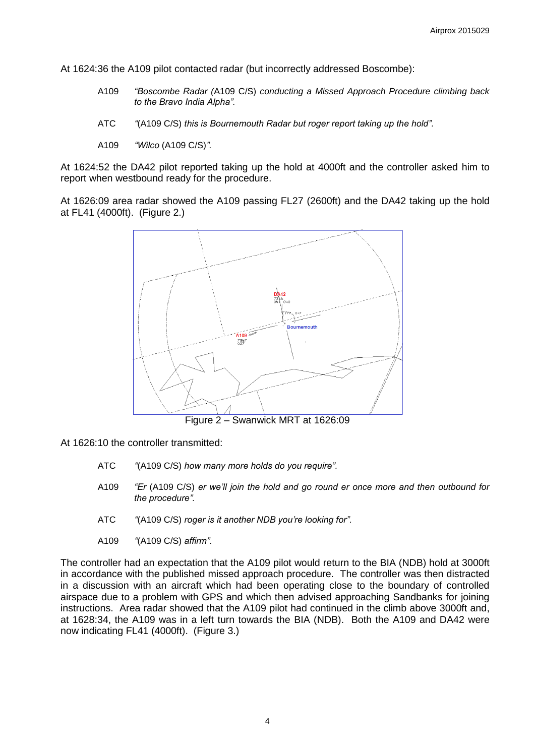At 1624:36 the A109 pilot contacted radar (but incorrectly addressed Boscombe):

A109 *"Boscombe Radar (*A109 C/S) *conducting a Missed Approach Procedure climbing back to the Bravo India Alpha".*

ATC *"*(A109 C/S) *this is Bournemouth Radar but roger report taking up the hold".*

A109 *"Wilco* (A109 C/S)*".*

At 1624:52 the DA42 pilot reported taking up the hold at 4000ft and the controller asked him to report when westbound ready for the procedure.

At 1626:09 area radar showed the A109 passing FL27 (2600ft) and the DA42 taking up the hold at FL41 (4000ft). (Figure 2.)

Figure 2 – Swanwick MRT at 1626:09

At 1626:10 the controller transmitted:

ATC *"*(A109 C/S) *how many more holds do you require".*

A109 *"Er* (A109 C/S) *er we'll join the hold and go round er once more and then outbound for the procedure".*

ATC *"*(A109 C/S) *roger is it another NDB you're looking for".*

A109 *"*(A109 C/S) *affirm".*

The controller had an expectation that the A109 pilot would return to the BIA (NDB) hold at 3000ft in accordance with the published missed approach procedure. The controller was then distracted in a discussion with an aircraft which had been operating close to the boundary of controlled airspace due to a problem with GPS and which then advised approaching Sandbanks for joining instructions. Area radar showed that the A109 pilot had continued in the climb above 3000ft and, at 1628:34, the A109 was in a left turn towards the BIA (NDB). Both the A109 and DA42 were now indicating FL41 (4000ft). (Figure 3.)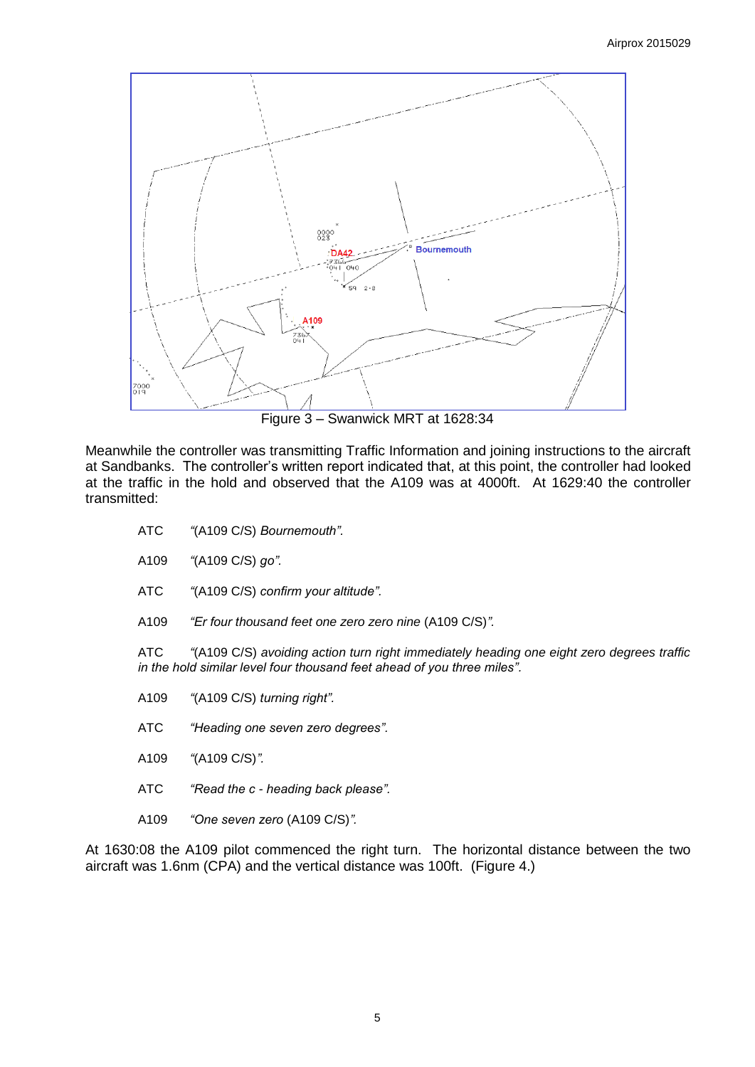Figure 3 – Swanwick MRT at 1628:34

Meanwhile the controller was transmitting Traffic Information and joining instructions to the aircraft at Sandbanks. The controller's written report indicated that, at this point, the controller had looked at the traffic in the hold and observed that the A109 was at 4000ft. At 1629:40 the controller transmitted:

ATC *"(A109 C/S) Bournemouth".*

A109 *"(A109 C/S) go".*

ATC *"(A109 C/S) confirm your altitude".*

A109 *"Er four thousand feet one zero zero nine* (A109 C/S)*".*

ATC *"(A109 C/S) avoiding action turn right immediately heading one eight zero degrees traffic in the hold similar level four thousand feet ahead of you three miles".*

A109 *"(A109 C/S) turning right".*

ATC *"Heading one seven zero degrees".*

A109 *"(A109 C/S)".*

ATC *"Read the c - heading back please".*

A109 *"One seven zero* (A109 C/S)*".*

At 1630:08 the A109 pilot commenced the right turn. The horizontal distance between the two aircraft was 1.6nm (CPA) and the vertical distance was 100ft. (Figure 4.)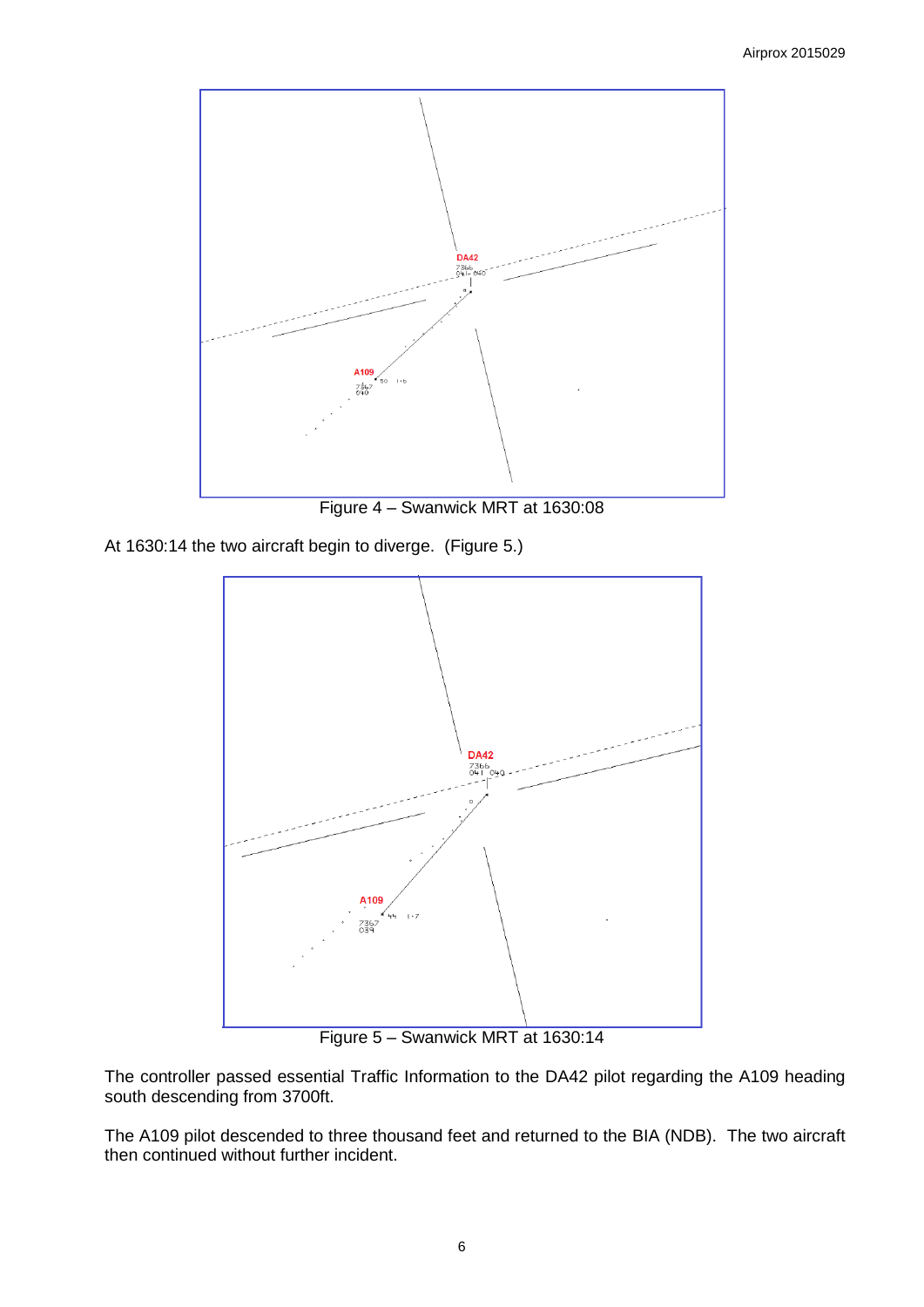Figure 4 – Swanwick MRT at 1630:08

At 1630:14 the two aircraft begin to diverge. (Figure 5.)

Figure 5 – Swanwick MRT at 1630:14

The controller passed essential Traffic Information to the DA42 pilot regarding the A109 heading south descending from 3700ft.

The A109 pilot descended to three thousand feet and returned to the BIA (NDB). The two aircraft then continued without further incident.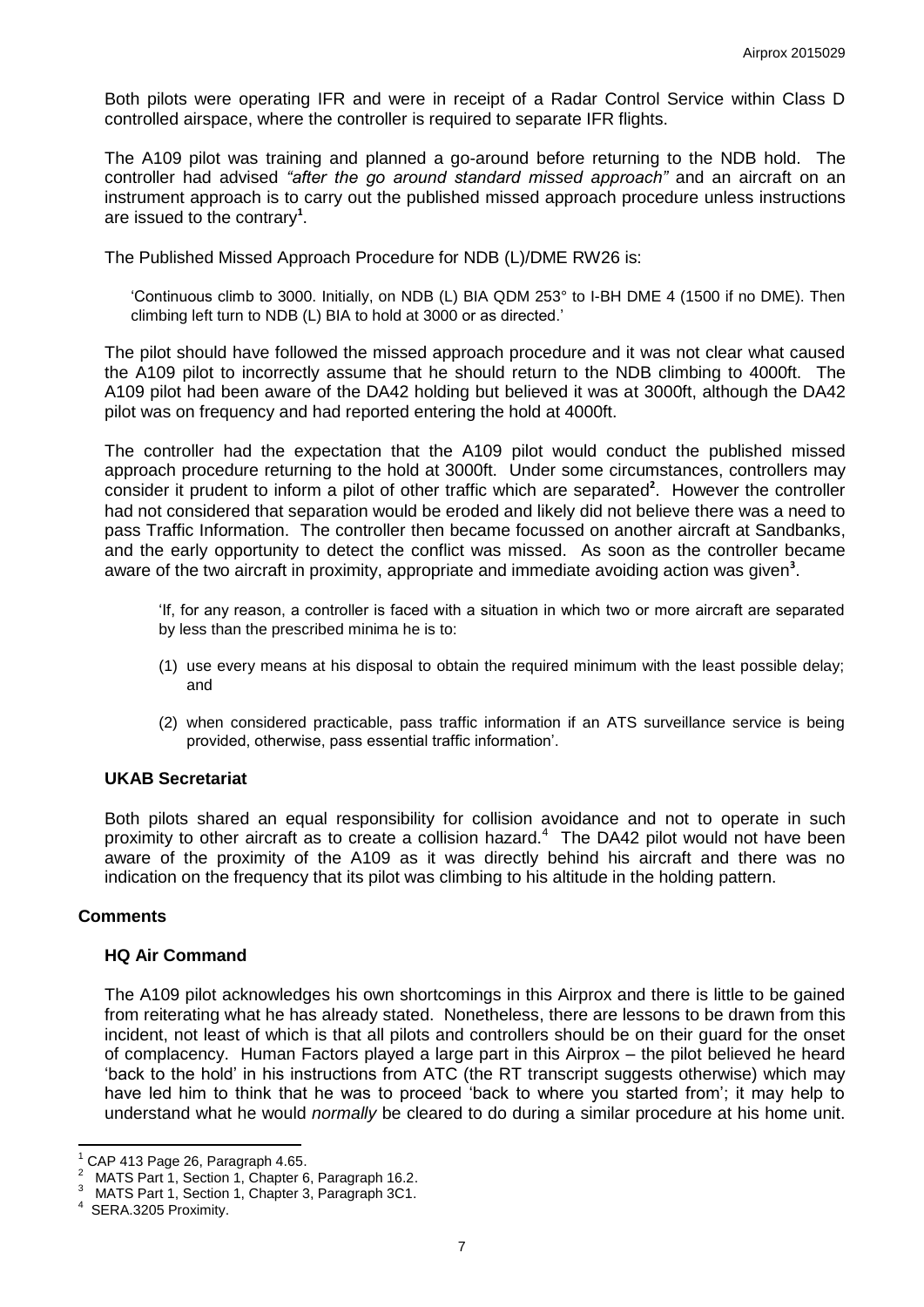Both pilots were operating IFR and were in receipt of a Radar Control Service within Class D controlled airspace, where the controller is required to separate IFR flights.

The A109 pilot was training and planned a go-around before returning to the NDB hold. The controller had advised *"after the go around standard missed approach"* and an aircraft on an instrument approach is to carry out the published missed approach procedure unless instructions are issued to the contrary[1].

The Published Missed Approach Procedure for NDB (L)/DME RW26 is:

> 'Continuous climb to 3000. Initially, on NDB (L) BIA QDM 253° to I-BH DME 4 (1500 if no DME). Then climbing left turn to NDB (L) BIA to hold at 3000 or as directed.'

The pilot should have followed the missed approach procedure and it was not clear what caused the A109 pilot to incorrectly assume that he should return to the NDB climbing to 4000ft. The A109 pilot had been aware of the DA42 holding but believed it was at 3000ft, although the DA42 pilot was on frequency and had reported entering the hold at 4000ft.

The controller had the expectation that the A109 pilot would conduct the published missed approach procedure returning to the hold at 3000ft. Under some circumstances, controllers may consider it prudent to inform a pilot of other traffic which are separated[2]. However the controller had not considered that separation would be eroded and likely did not believe there was a need to pass Traffic Information. The controller then became focussed on another aircraft at Sandbanks, and the early opportunity to detect the conflict was missed. As soon as the controller became aware of the two aircraft in proximity, appropriate and immediate avoiding action was given[3].

> 'If, for any reason, a controller is faced with a situation in which two or more aircraft are separated by less than the prescribed minima he is to:
>
> (1) use every means at his disposal to obtain the required minimum with the least possible delay; and
>
> (2) when considered practicable, pass traffic information if an ATS surveillance service is being provided, otherwise, pass essential traffic information'.

### UKAB Secretariat

Both pilots shared an equal responsibility for collision avoidance and not to operate in such proximity to other aircraft as to create a collision hazard.[4] The DA42 pilot would not have been aware of the proximity of the A109 as it was directly behind his aircraft and there was no indication on the frequency that its pilot was climbing to his altitude in the holding pattern.

## Comments

### HQ Air Command

The A109 pilot acknowledges his own shortcomings in this Airprox and there is little to be gained from reiterating what he has already stated. Nonetheless, there are lessons to be drawn from this incident, not least of which is that all pilots and controllers should be on their guard for the onset of complacency. Human Factors played a large part in this Airprox – the pilot believed he heard 'back to the hold' in his instructions from ATC (the RT transcript suggests otherwise) which may have led him to think that he was to proceed 'back to where you started from'; it may help to understand what he would *normally* be cleared to do during a similar procedure at his home unit.

---

[1] CAP 413 Page 26, Paragraph 4.65.

[2] MATS Part 1, Section 1, Chapter 6, Paragraph 16.2.

[3] MATS Part 1, Section 1, Chapter 3, Paragraph 3C1.

[4] SERA.3205 Proximity.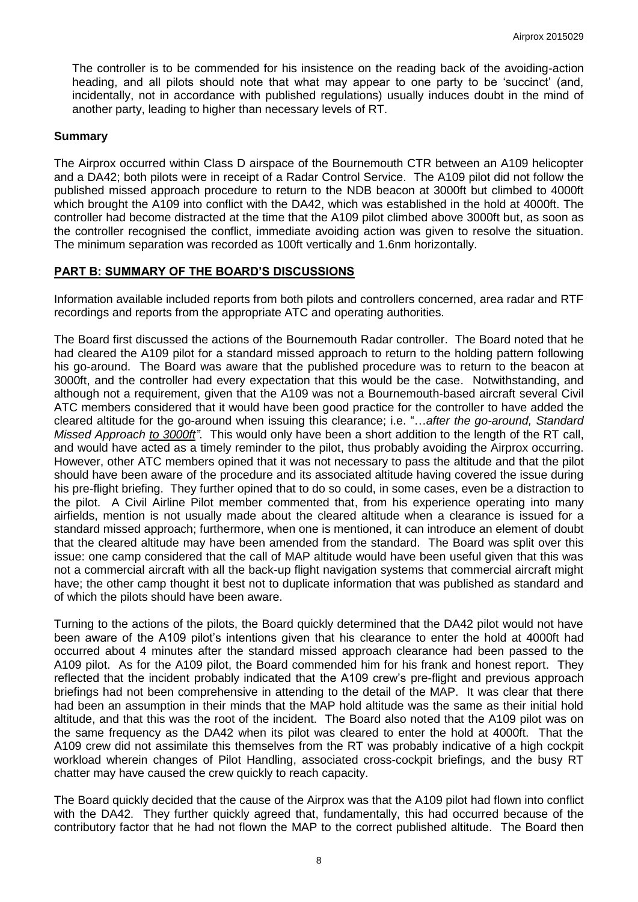The controller is to be commended for his insistence on the reading back of the avoiding-action heading, and all pilots should note that what may appear to one party to be 'succinct' (and, incidentally, not in accordance with published regulations) usually induces doubt in the mind of another party, leading to higher than necessary levels of RT.

### Summary

The Airprox occurred within Class D airspace of the Bournemouth CTR between an A109 helicopter and a DA42; both pilots were in receipt of a Radar Control Service. The A109 pilot did not follow the published missed approach procedure to return to the NDB beacon at 3000ft but climbed to 4000ft which brought the A109 into conflict with the DA42, which was established in the hold at 4000ft. The controller had become distracted at the time that the A109 pilot climbed above 3000ft but, as soon as the controller recognised the conflict, immediate avoiding action was given to resolve the situation. The minimum separation was recorded as 100ft vertically and 1.6nm horizontally.

## PART B: SUMMARY OF THE BOARD'S DISCUSSIONS

Information available included reports from both pilots and controllers concerned, area radar and RTF recordings and reports from the appropriate ATC and operating authorities.

The Board first discussed the actions of the Bournemouth Radar controller. The Board noted that he had cleared the A109 pilot for a standard missed approach to return to the holding pattern following his go-around. The Board was aware that the published procedure was to return to the beacon at 3000ft, and the controller had every expectation that this would be the case. Notwithstanding, and although not a requirement, given that the A109 was not a Bournemouth-based aircraft several Civil ATC members considered that it would have been good practice for the controller to have added the cleared altitude for the go-around when issuing this clearance; i.e. "*…after the go-around, Standard Missed Approach <u>to 3000ft</u>"*. This would only have been a short addition to the length of the RT call, and would have acted as a timely reminder to the pilot, thus probably avoiding the Airprox occurring. However, other ATC members opined that it was not necessary to pass the altitude and that the pilot should have been aware of the procedure and its associated altitude having covered the issue during his pre-flight briefing. They further opined that to do so could, in some cases, even be a distraction to the pilot. A Civil Airline Pilot member commented that, from his experience operating into many airfields, mention is not usually made about the cleared altitude when a clearance is issued for a standard missed approach; furthermore, when one is mentioned, it can introduce an element of doubt that the cleared altitude may have been amended from the standard. The Board was split over this issue: one camp considered that the call of MAP altitude would have been useful given that this was not a commercial aircraft with all the back-up flight navigation systems that commercial aircraft might have; the other camp thought it best not to duplicate information that was published as standard and of which the pilots should have been aware.

Turning to the actions of the pilots, the Board quickly determined that the DA42 pilot would not have been aware of the A109 pilot's intentions given that his clearance to enter the hold at 4000ft had occurred about 4 minutes after the standard missed approach clearance had been passed to the A109 pilot. As for the A109 pilot, the Board commended him for his frank and honest report. They reflected that the incident probably indicated that the A109 crew's pre-flight and previous approach briefings had not been comprehensive in attending to the detail of the MAP. It was clear that there had been an assumption in their minds that the MAP hold altitude was the same as their initial hold altitude, and that this was the root of the incident. The Board also noted that the A109 pilot was on the same frequency as the DA42 when its pilot was cleared to enter the hold at 4000ft. That the A109 crew did not assimilate this themselves from the RT was probably indicative of a high cockpit workload wherein changes of Pilot Handling, associated cross-cockpit briefings, and the busy RT chatter may have caused the crew quickly to reach capacity.

The Board quickly decided that the cause of the Airprox was that the A109 pilot had flown into conflict with the DA42. They further quickly agreed that, fundamentally, this had occurred because of the contributory factor that he had not flown the MAP to the correct published altitude. The Board then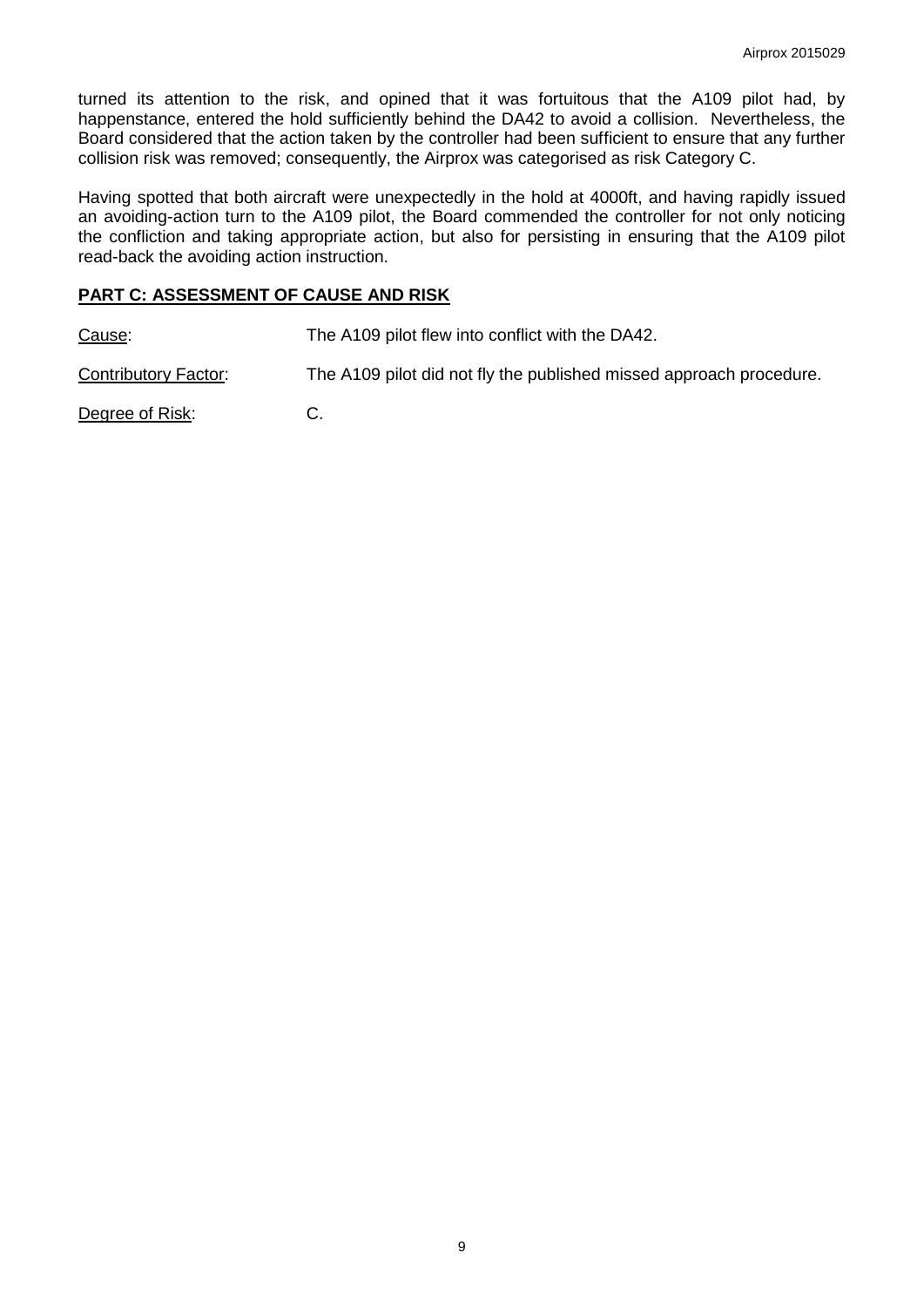turned its attention to the risk, and opined that it was fortuitous that the A109 pilot had, by happenstance, entered the hold sufficiently behind the DA42 to avoid a collision. Nevertheless, the Board considered that the action taken by the controller had been sufficient to ensure that any further collision risk was removed; consequently, the Airprox was categorised as risk Category C.

Having spotted that both aircraft were unexpectedly in the hold at 4000ft, and having rapidly issued an avoiding-action turn to the A109 pilot, the Board commended the controller for not only noticing the confliction and taking appropriate action, but also for persisting in ensuring that the A109 pilot read-back the avoiding action instruction.

## PART C: ASSESSMENT OF CAUSE AND RISK

| | |
|---|---|
| Cause: | The A109 pilot flew into conflict with the DA42. |
| Contributory Factor: | The A109 pilot did not fly the published missed approach procedure. |
| Degree of Risk: | C. |